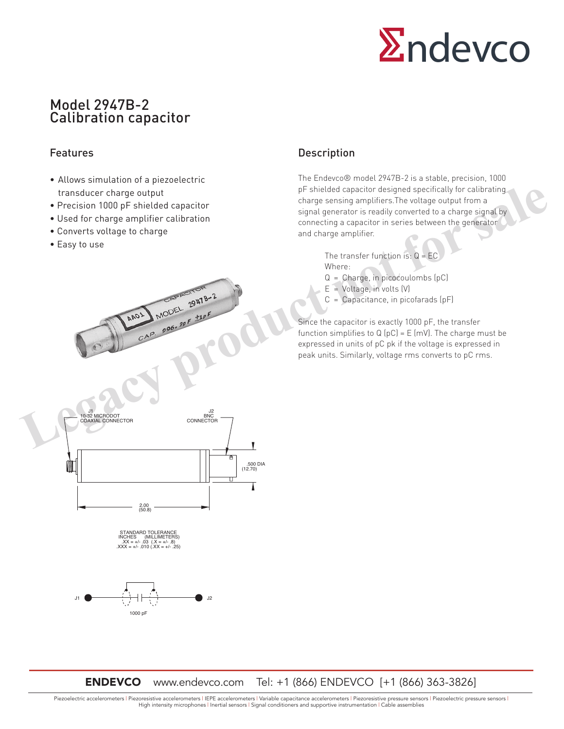# Model 2947B-2
# Calibration capacitor

## Features

- Allows simulation of a piezoelectric transducer charge output
- Precision 1000 pF shielded capacitor
- Used for charge amplifier calibration
- Converts voltage to charge
- Easy to use

## Description

The Endevco® model 2947B-2 is a stable, precision, 1000 pF shielded capacitor designed specifically for calibrating charge sensing amplifiers.The voltage output from a signal generator is readily converted to a charge signal by connecting a capacitor in series between the generator and charge amplifier.

The transfer function is: $Q = EC$

Where:

$Q$ = Charge, in picocoulombs (pC)

$E$ = Voltage, in volts (V)

$C$ = Capacitance, in picofarads (pF)

Since the capacitor is exactly 1000 pF, the transfer function simplifies to Q (pC) = E (mV). The charge must be expressed in units of pC pk if the voltage is expressed in peak units. Similarly, voltage rms converts to pC rms.

J1 10-32 MICRODOT COAXIAL CONNECTOR

J2 BNC CONNECTOR

.500 DIA (12.70)

2.00 (50.8)

STANDARD TOLERANCE
INCHES (MILLIMETERS)
.XX = +/- .03 (.X = +/- .8)
.XXX = +/- .010 (.XX = +/- .25)

J1 — 1000 pF — J2

**ENDEVCO** www.endevco.com Tel: +1 (866) ENDEVCO [+1 (866) 363-3826]

Piezoelectric accelerometers | Piezoresistive accelerometers | IEPE accelerometers | Variable capacitance accelerometers | Piezoresistive pressure sensors | Piezoelectric pressure sensors | High intensity microphones | Inertial sensors | Signal conditioners and supportive instrumentation | Cable assemblies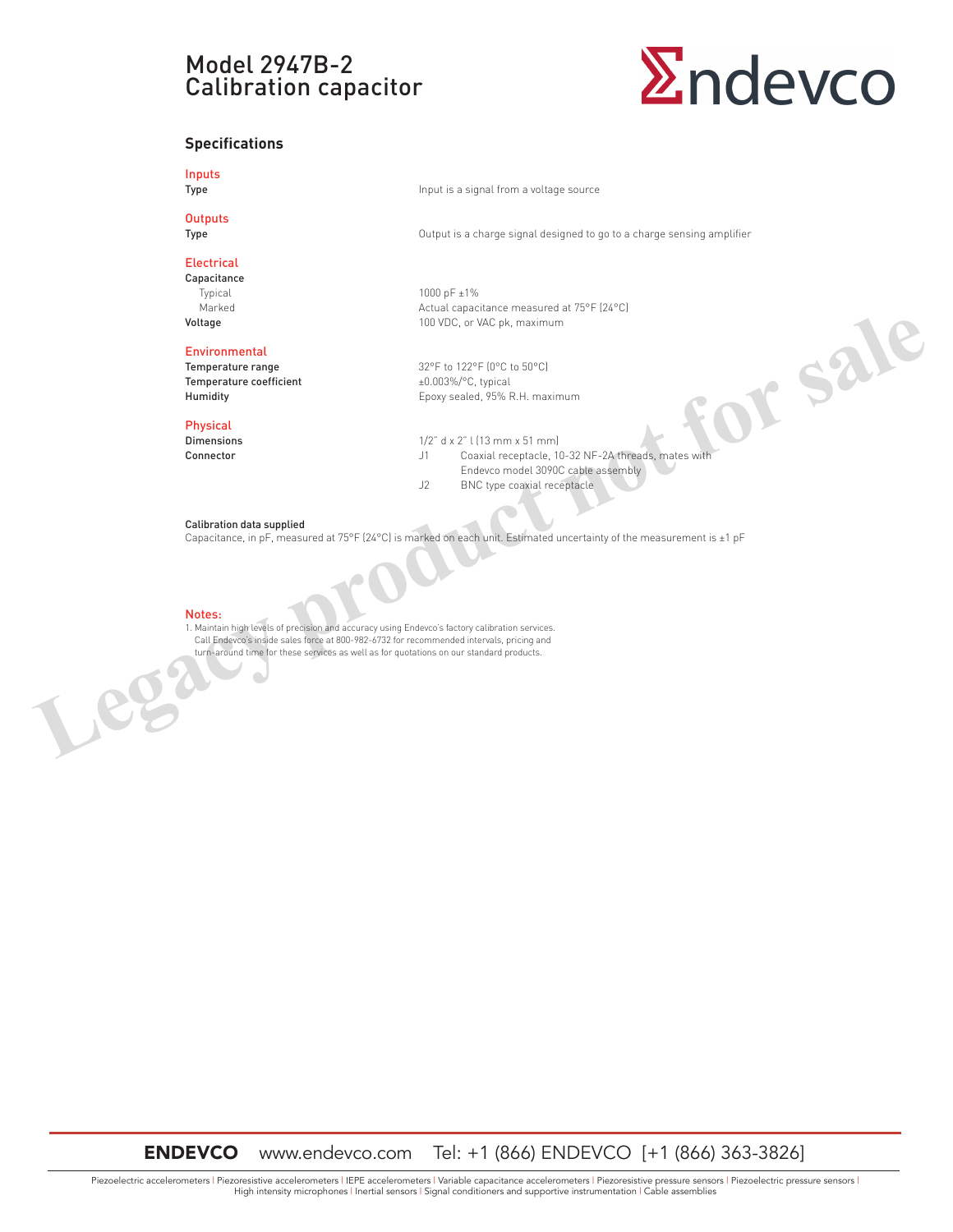# Model 2947B-2
# Calibration capacitor

## Specifications

### Inputs

| | |
|---|---|
| Type | Input is a signal from a voltage source |

### Outputs

| | |
|---|---|
| Type | Output is a charge signal designed to go to a charge sensing amplifier |

### Electrical

| | |
|---|---|
| **Capacitance** | |
| Typical | 1000 pF ±1% |
| Marked | Actual capacitance measured at 75°F (24°C) |
| **Voltage** | 100 VDC, or VAC pk, maximum |

### Environmental

| | |
|---|---|
| Temperature range | 32°F to 122°F (0°C to 50°C) |
| Temperature coefficient | ±0.003%/°C, typical |
| Humidity | Epoxy sealed, 95% R.H. maximum |

### Physical

| | |
|---|---|
| Dimensions | 1/2" d x 2" l (13 mm x 51 mm) |
| Connector | J1 Coaxial receptacle, 10-32 NF-2A threads, mates with Endevco model 3090C cable assembly |
| | J2 BNC type coaxial receptacle |

**Calibration data supplied**

Capacitance, in pF, measured at 75°F (24°C) is marked on each unit. Estimated uncertainty of the measurement is ±1 pF

Legacy product not for sale

### Notes:

1. Maintain high levels of precision and accuracy using Endevco's factory calibration services. Call Endevco's inside sales force at 800-982-6732 for recommended intervals, pricing and turn-around time for these services as well as for quotations on our standard products.

**ENDEVCO** www.endevco.com Tel: +1 (866) ENDEVCO [+1 (866) 363-3826]

Piezoelectric accelerometers | Piezoresistive accelerometers | IEPE accelerometers | Variable capacitance accelerometers | Piezoresistive pressure sensors | Piezoelectric pressure sensors | High intensity microphones | Inertial sensors | Signal conditioners and supportive instrumentation | Cable assemblies